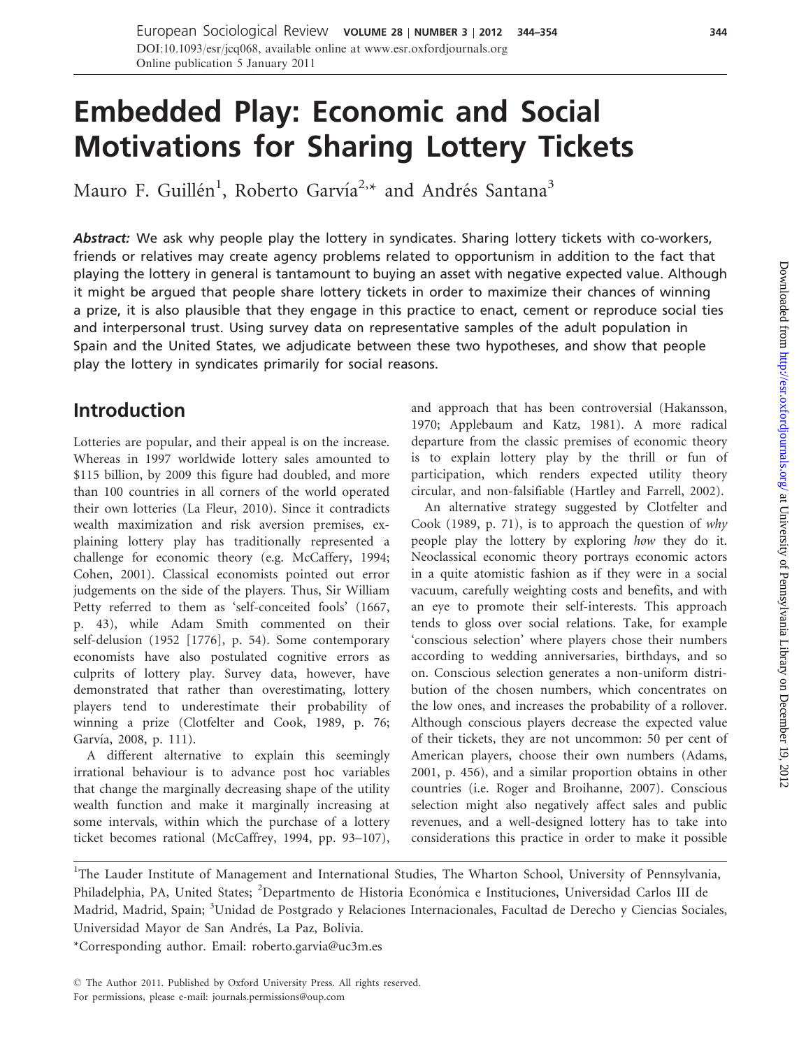# Embedded Play: Economic and Social Motivations for Sharing Lottery Tickets

Mauro F. Guillén[1], Roberto Garvía[2,*] and Andrés Santana[3]

***Abstract:*** *We ask why people play the lottery in syndicates. Sharing lottery tickets with co-workers, friends or relatives may create agency problems related to opportunism in addition to the fact that playing the lottery in general is tantamount to buying an asset with negative expected value. Although it might be argued that people share lottery tickets in order to maximize their chances of winning a prize, it is also plausible that they engage in this practice to enact, cement or reproduce social ties and interpersonal trust. Using survey data on representative samples of the adult population in Spain and the United States, we adjudicate between these two hypotheses, and show that people play the lottery in syndicates primarily for social reasons.*

## Introduction

Lotteries are popular, and their appeal is on the increase. Whereas in 1997 worldwide lottery sales amounted to $115 billion, by 2009 this figure had doubled, and more than 100 countries in all corners of the world operated their own lotteries (La Fleur, 2010). Since it contradicts wealth maximization and risk aversion premises, explaining lottery play has traditionally represented a challenge for economic theory (e.g. McCaffery, 1994; Cohen, 2001). Classical economists pointed out error judgements on the side of the players. Thus, Sir William Petty referred to them as 'self-conceited fools' (1667, p. 43), while Adam Smith commented on their self-delusion (1952 [1776], p. 54). Some contemporary economists have also postulated cognitive errors as culprits of lottery play. Survey data, however, have demonstrated that rather than overestimating, lottery players tend to underestimate their probability of winning a prize (Clotfelter and Cook, 1989, p. 76; Garvía, 2008, p. 111).

A different alternative to explain this seemingly irrational behaviour is to advance post hoc variables that change the marginally decreasing shape of the utility wealth function and make it marginally increasing at some intervals, within which the purchase of a lottery ticket becomes rational (McCaffrey, 1994, pp. 93–107), and approach that has been controversial (Hakansson, 1970; Applebaum and Katz, 1981). A more radical departure from the classic premises of economic theory is to explain lottery play by the thrill or fun of participation, which renders expected utility theory circular, and non-falsifiable (Hartley and Farrell, 2002).

An alternative strategy suggested by Clotfelter and Cook (1989, p. 71), is to approach the question of *why* people play the lottery by exploring *how* they do it. Neoclassical economic theory portrays economic actors in a quite atomistic fashion as if they were in a social vacuum, carefully weighting costs and benefits, and with an eye to promote their self-interests. This approach tends to gloss over social relations. Take, for example 'conscious selection' where players chose their numbers according to wedding anniversaries, birthdays, and so on. Conscious selection generates a non-uniform distribution of the chosen numbers, which concentrates on the low ones, and increases the probability of a rollover. Although conscious players decrease the expected value of their tickets, they are not uncommon: 50 per cent of American players, choose their own numbers (Adams, 2001, p. 456), and a similar proportion obtains in other countries (i.e. Roger and Broihanne, 2007). Conscious selection might also negatively affect sales and public revenues, and a well-designed lottery has to take into considerations this practice in order to make it possible

[1]The Lauder Institute of Management and International Studies, The Wharton School, University of Pennsylvania, Philadelphia, PA, United States; [2]Departmento de Historia Económica e Instituciones, Universidad Carlos III de Madrid, Madrid, Spain; [3]Unidad de Postgrado y Relaciones Internacionales, Facultad de Derecho y Ciencias Sociales, Universidad Mayor de San Andrés, La Paz, Bolivia.

*Corresponding author. Email: roberto.garvia@uc3m.es

© The Author 2011. Published by Oxford University Press. All rights reserved.
For permissions, please e-mail: journals.permissions@oup.com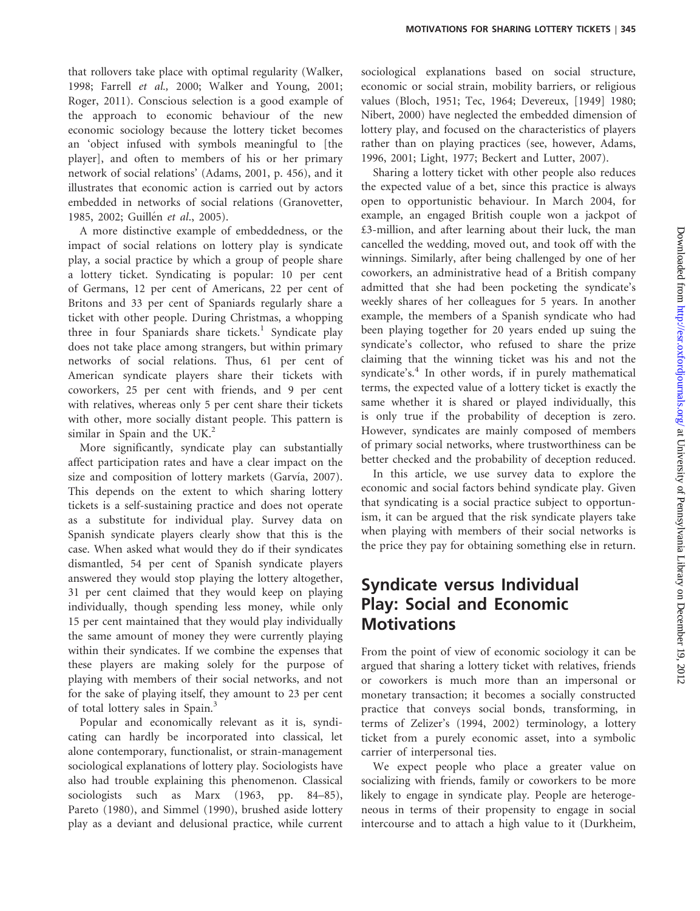that rollovers take place with optimal regularity (Walker, 1998; Farrell *et al.,* 2000; Walker and Young, 2001; Roger, 2011). Conscious selection is a good example of the approach to economic behaviour of the new economic sociology because the lottery ticket becomes an 'object infused with symbols meaningful to [the player], and often to members of his or her primary network of social relations' (Adams, 2001, p. 456), and it illustrates that economic action is carried out by actors embedded in networks of social relations (Granovetter, 1985, 2002; Guillén *et al.*, 2005).

A more distinctive example of embeddedness, or the impact of social relations on lottery play is syndicate play, a social practice by which a group of people share a lottery ticket. Syndicating is popular: 10 per cent of Germans, 12 per cent of Americans, 22 per cent of Britons and 33 per cent of Spaniards regularly share a ticket with other people. During Christmas, a whopping three in four Spaniards share tickets.[1] Syndicate play does not take place among strangers, but within primary networks of social relations. Thus, 61 per cent of American syndicate players share their tickets with coworkers, 25 per cent with friends, and 9 per cent with relatives, whereas only 5 per cent share their tickets with other, more socially distant people. This pattern is similar in Spain and the UK.[2]

More significantly, syndicate play can substantially affect participation rates and have a clear impact on the size and composition of lottery markets (Garvía, 2007). This depends on the extent to which sharing lottery tickets is a self-sustaining practice and does not operate as a substitute for individual play. Survey data on Spanish syndicate players clearly show that this is the case. When asked what would they do if their syndicates dismantled, 54 per cent of Spanish syndicate players answered they would stop playing the lottery altogether, 31 per cent claimed that they would keep on playing individually, though spending less money, while only 15 per cent maintained that they would play individually the same amount of money they were currently playing within their syndicates. If we combine the expenses that these players are making solely for the purpose of playing with members of their social networks, and not for the sake of playing itself, they amount to 23 per cent of total lottery sales in Spain.[3]

Popular and economically relevant as it is, syndicating can hardly be incorporated into classical, let alone contemporary, functionalist, or strain-management sociological explanations of lottery play. Sociologists have also had trouble explaining this phenomenon. Classical sociologists such as Marx (1963, pp. 84–85), Pareto (1980), and Simmel (1990), brushed aside lottery play as a deviant and delusional practice, while current sociological explanations based on social structure, economic or social strain, mobility barriers, or religious values (Bloch, 1951; Tec, 1964; Devereux, [1949] 1980; Nibert, 2000) have neglected the embedded dimension of lottery play, and focused on the characteristics of players rather than on playing practices (see, however, Adams, 1996, 2001; Light, 1977; Beckert and Lutter, 2007).

Sharing a lottery ticket with other people also reduces the expected value of a bet, since this practice is always open to opportunistic behaviour. In March 2004, for example, an engaged British couple won a jackpot of £3-million, and after learning about their luck, the man cancelled the wedding, moved out, and took off with the winnings. Similarly, after being challenged by one of her coworkers, an administrative head of a British company admitted that she had been pocketing the syndicate's weekly shares of her colleagues for 5 years. In another example, the members of a Spanish syndicate who had been playing together for 20 years ended up suing the syndicate's collector, who refused to share the prize claiming that the winning ticket was his and not the syndicate's.[4] In other words, if in purely mathematical terms, the expected value of a lottery ticket is exactly the same whether it is shared or played individually, this is only true if the probability of deception is zero. However, syndicates are mainly composed of members of primary social networks, where trustworthiness can be better checked and the probability of deception reduced.

In this article, we use survey data to explore the economic and social factors behind syndicate play. Given that syndicating is a social practice subject to opportunism, it can be argued that the risk syndicate players take when playing with members of their social networks is the price they pay for obtaining something else in return.

## Syndicate versus Individual Play: Social and Economic Motivations

From the point of view of economic sociology it can be argued that sharing a lottery ticket with relatives, friends or coworkers is much more than an impersonal or monetary transaction; it becomes a socially constructed practice that conveys social bonds, transforming, in terms of Zelizer's (1994, 2002) terminology, a lottery ticket from a purely economic asset, into a symbolic carrier of interpersonal ties.

We expect people who place a greater value on socializing with friends, family or coworkers to be more likely to engage in syndicate play. People are heterogeneous in terms of their propensity to engage in social intercourse and to attach a high value to it (Durkheim,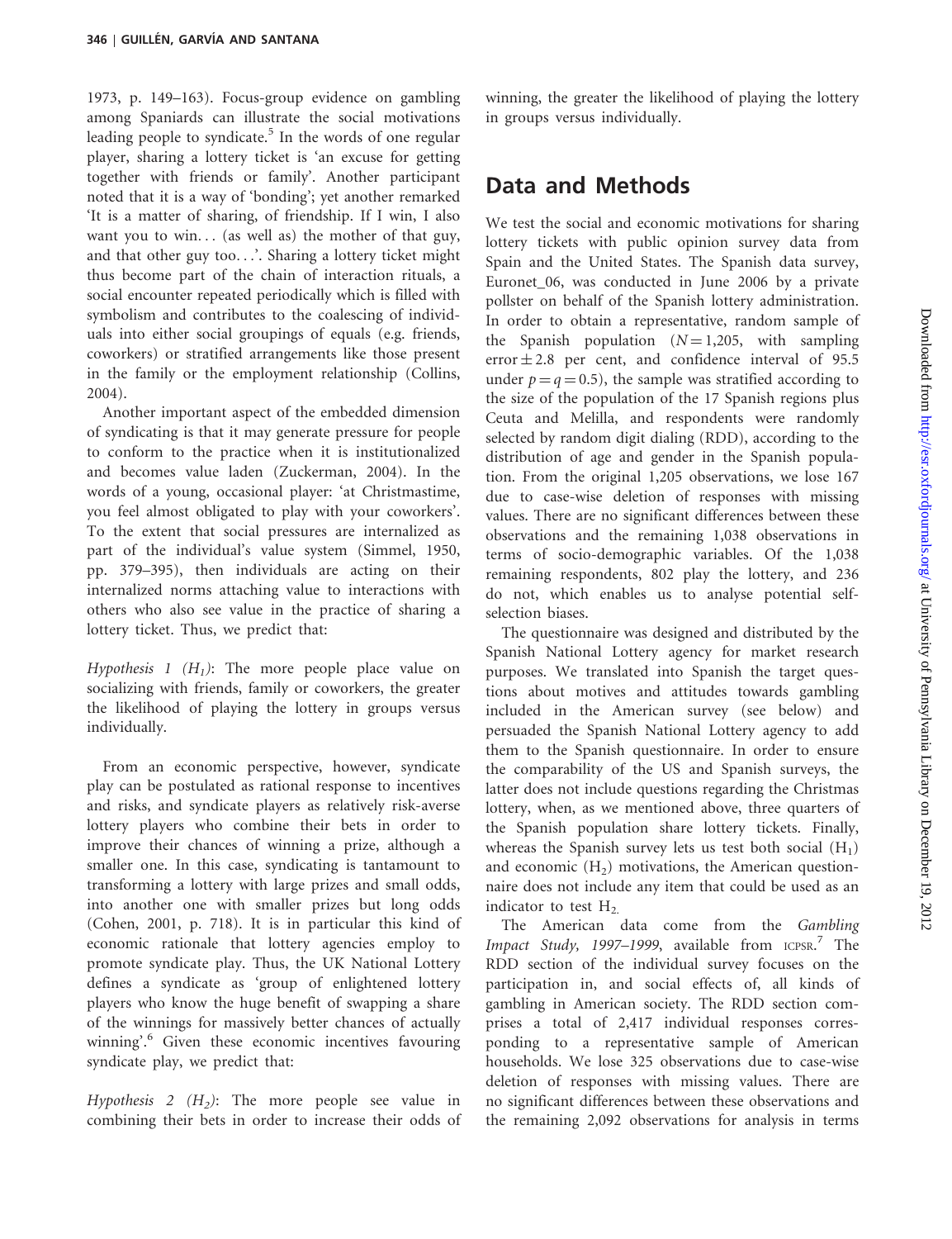1973, p. 149–163). Focus-group evidence on gambling among Spaniards can illustrate the social motivations leading people to syndicate.[5] In the words of one regular player, sharing a lottery ticket is 'an excuse for getting together with friends or family'. Another participant noted that it is a way of 'bonding'; yet another remarked 'It is a matter of sharing, of friendship. If I win, I also want you to win... (as well as) the mother of that guy, and that other guy too...'. Sharing a lottery ticket might thus become part of the chain of interaction rituals, a social encounter repeated periodically which is filled with symbolism and contributes to the coalescing of individuals into either social groupings of equals (e.g. friends, coworkers) or stratified arrangements like those present in the family or the employment relationship (Collins, 2004).

Another important aspect of the embedded dimension of syndicating is that it may generate pressure for people to conform to the practice when it is institutionalized and becomes value laden (Zuckerman, 2004). In the words of a young, occasional player: 'at Christmastime, you feel almost obligated to play with your coworkers'. To the extent that social pressures are internalized as part of the individual's value system (Simmel, 1950, pp. 379–395), then individuals are acting on their internalized norms attaching value to interactions with others who also see value in the practice of sharing a lottery ticket. Thus, we predict that:

*Hypothesis 1 ($H_1$)*: The more people place value on socializing with friends, family or coworkers, the greater the likelihood of playing the lottery in groups versus individually.

From an economic perspective, however, syndicate play can be postulated as rational response to incentives and risks, and syndicate players as relatively risk-averse lottery players who combine their bets in order to improve their chances of winning a prize, although a smaller one. In this case, syndicating is tantamount to transforming a lottery with large prizes and small odds, into another one with smaller prizes but long odds (Cohen, 2001, p. 718). It is in particular this kind of economic rationale that lottery agencies employ to promote syndicate play. Thus, the UK National Lottery defines a syndicate as 'group of enlightened lottery players who know the huge benefit of swapping a share of the winnings for massively better chances of actually winning'.[6] Given these economic incentives favouring syndicate play, we predict that:

*Hypothesis 2 ($H_2$)*: The more people see value in combining their bets in order to increase their odds of winning, the greater the likelihood of playing the lottery in groups versus individually.

## Data and Methods

We test the social and economic motivations for sharing lottery tickets with public opinion survey data from Spain and the United States. The Spanish data survey, Euronet_06, was conducted in June 2006 by a private pollster on behalf of the Spanish lottery administration. In order to obtain a representative, random sample of the Spanish population ($N = 1{,}205$, with sampling error $\pm 2.8$ per cent, and confidence interval of 95.5 under $p = q = 0.5$), the sample was stratified according to the size of the population of the 17 Spanish regions plus Ceuta and Melilla, and respondents were randomly selected by random digit dialing (RDD), according to the distribution of age and gender in the Spanish population. From the original 1,205 observations, we lose 167 due to case-wise deletion of responses with missing values. There are no significant differences between these observations and the remaining 1,038 observations in terms of socio-demographic variables. Of the 1,038 remaining respondents, 802 play the lottery, and 236 do not, which enables us to analyse potential self-selection biases.

The questionnaire was designed and distributed by the Spanish National Lottery agency for market research purposes. We translated into Spanish the target questions about motives and attitudes towards gambling included in the American survey (see below) and persuaded the Spanish National Lottery agency to add them to the Spanish questionnaire. In order to ensure the comparability of the US and Spanish surveys, the latter does not include questions regarding the Christmas lottery, when, as we mentioned above, three quarters of the Spanish population share lottery tickets. Finally, whereas the Spanish survey lets us test both social ($H_1$) and economic ($H_2$) motivations, the American questionnaire does not include any item that could be used as an indicator to test $H_2$.

The American data come from the *Gambling Impact Study, 1997–1999*, available from ICPSR.[7] The RDD section of the individual survey focuses on the participation in, and social effects of, all kinds of gambling in American society. The RDD section comprises a total of 2,417 individual responses corresponding to a representative sample of American households. We lose 325 observations due to case-wise deletion of responses with missing values. There are no significant differences between these observations and the remaining 2,092 observations for analysis in terms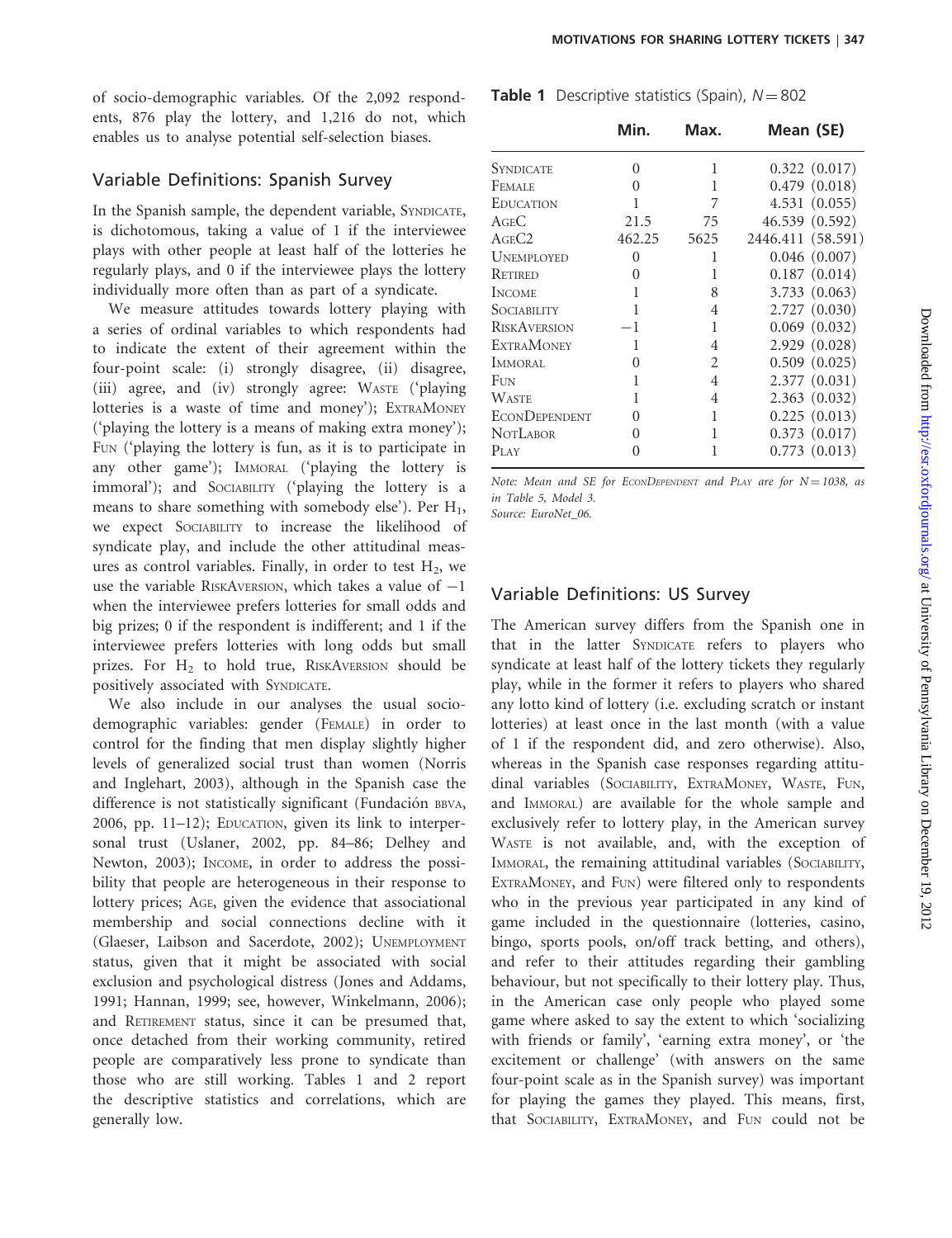of socio-demographic variables. Of the 2,092 respondents, 876 play the lottery, and 1,216 do not, which enables us to analyse potential self-selection biases.

## Variable Definitions: Spanish Survey

In the Spanish sample, the dependent variable, SYNDICATE, is dichotomous, taking a value of 1 if the interviewee plays with other people at least half of the lotteries he regularly plays, and 0 if the interviewee plays the lottery individually more often than as part of a syndicate.

We measure attitudes towards lottery playing with a series of ordinal variables to which respondents had to indicate the extent of their agreement within the four-point scale: (i) strongly disagree, (ii) disagree, (iii) agree, and (iv) strongly agree: WASTE ('playing lotteries is a waste of time and money'); EXTRAMONEY ('playing the lottery is a means of making extra money'); FUN ('playing the lottery is fun, as it is to participate in any other game'); IMMORAL ('playing the lottery is immoral'); and SOCIABILITY ('playing the lottery is a means to share something with somebody else'). Per $H_1$, we expect SOCIABILITY to increase the likelihood of syndicate play, and include the other attitudinal measures as control variables. Finally, in order to test $H_2$, we use the variable RISKAVERSION, which takes a value of −1 when the interviewee prefers lotteries for small odds and big prizes; 0 if the respondent is indifferent; and 1 if the interviewee prefers lotteries with long odds but small prizes. For $H_2$ to hold true, RISKAVERSION should be positively associated with SYNDICATE.

We also include in our analyses the usual socio-demographic variables: gender (FEMALE) in order to control for the finding that men display slightly higher levels of generalized social trust than women (Norris and Inglehart, 2003), although in the Spanish case the difference is not statistically significant (Fundación BBVA, 2006, pp. 11–12); EDUCATION, given its link to interpersonal trust (Uslaner, 2002, pp. 84–86; Delhey and Newton, 2003); INCOME, in order to address the possibility that people are heterogeneous in their response to lottery prices; AGE, given the evidence that associational membership and social connections decline with it (Glaeser, Laibson and Sacerdote, 2002); UNEMPLOYMENT status, given that it might be associated with social exclusion and psychological distress (Jones and Addams, 1991; Hannan, 1999; see, however, Winkelmann, 2006); and RETIREMENT status, since it can be presumed that, once detached from their working community, retired people are comparatively less prone to syndicate than those who are still working. Tables 1 and 2 report the descriptive statistics and correlations, which are generally low.

**Table 1** Descriptive statistics (Spain), $N = 802$

| | Min. | Max. | Mean (SE) |
|---|---|---|---|
| SYNDICATE | 0 | 1 | 0.322 (0.017) |
| FEMALE | 0 | 1 | 0.479 (0.018) |
| EDUCATION | 1 | 7 | 4.531 (0.055) |
| AGEC | 21.5 | 75 | 46.539 (0.592) |
| AGEC2 | 462.25 | 5625 | 2446.411 (58.591) |
| UNEMPLOYED | 0 | 1 | 0.046 (0.007) |
| RETIRED | 0 | 1 | 0.187 (0.014) |
| INCOME | 1 | 8 | 3.733 (0.063) |
| SOCIABILITY | 1 | 4 | 2.727 (0.030) |
| RISKAVERSION | −1 | 1 | 0.069 (0.032) |
| EXTRAMONEY | 1 | 4 | 2.929 (0.028) |
| IMMORAL | 0 | 2 | 0.509 (0.025) |
| FUN | 1 | 4 | 2.377 (0.031) |
| WASTE | 1 | 4 | 2.363 (0.032) |
| ECONDEPENDENT | 0 | 1 | 0.225 (0.013) |
| NOTLABOR | 0 | 1 | 0.373 (0.017) |
| PLAY | 0 | 1 | 0.773 (0.013) |

*Note: Mean and SE for ECONDEPENDENT and PLAY are for $N = 1038$, as in Table 5, Model 3.*
*Source: EuroNet_06.*

## Variable Definitions: US Survey

The American survey differs from the Spanish one in that in the latter SYNDICATE refers to players who syndicate at least half of the lottery tickets they regularly play, while in the former it refers to players who shared any lotto kind of lottery (i.e. excluding scratch or instant lotteries) at least once in the last month (with a value of 1 if the respondent did, and zero otherwise). Also, whereas in the Spanish case responses regarding attitudinal variables (SOCIABILITY, EXTRAMONEY, WASTE, FUN, and IMMORAL) are available for the whole sample and exclusively refer to lottery play, in the American survey WASTE is not available, and, with the exception of IMMORAL, the remaining attitudinal variables (SOCIABILITY, EXTRAMONEY, and FUN) were filtered only to respondents who in the previous year participated in any kind of game included in the questionnaire (lotteries, casino, bingo, sports pools, on/off track betting, and others), and refer to their attitudes regarding their gambling behaviour, but not specifically to their lottery play. Thus, in the American case only people who played some game where asked to say the extent to which 'socializing with friends or family', 'earning extra money', or 'the excitement or challenge' (with answers on the same four-point scale as in the Spanish survey) was important for playing the games they played. This means, first, that SOCIABILITY, EXTRAMONEY, and FUN could not be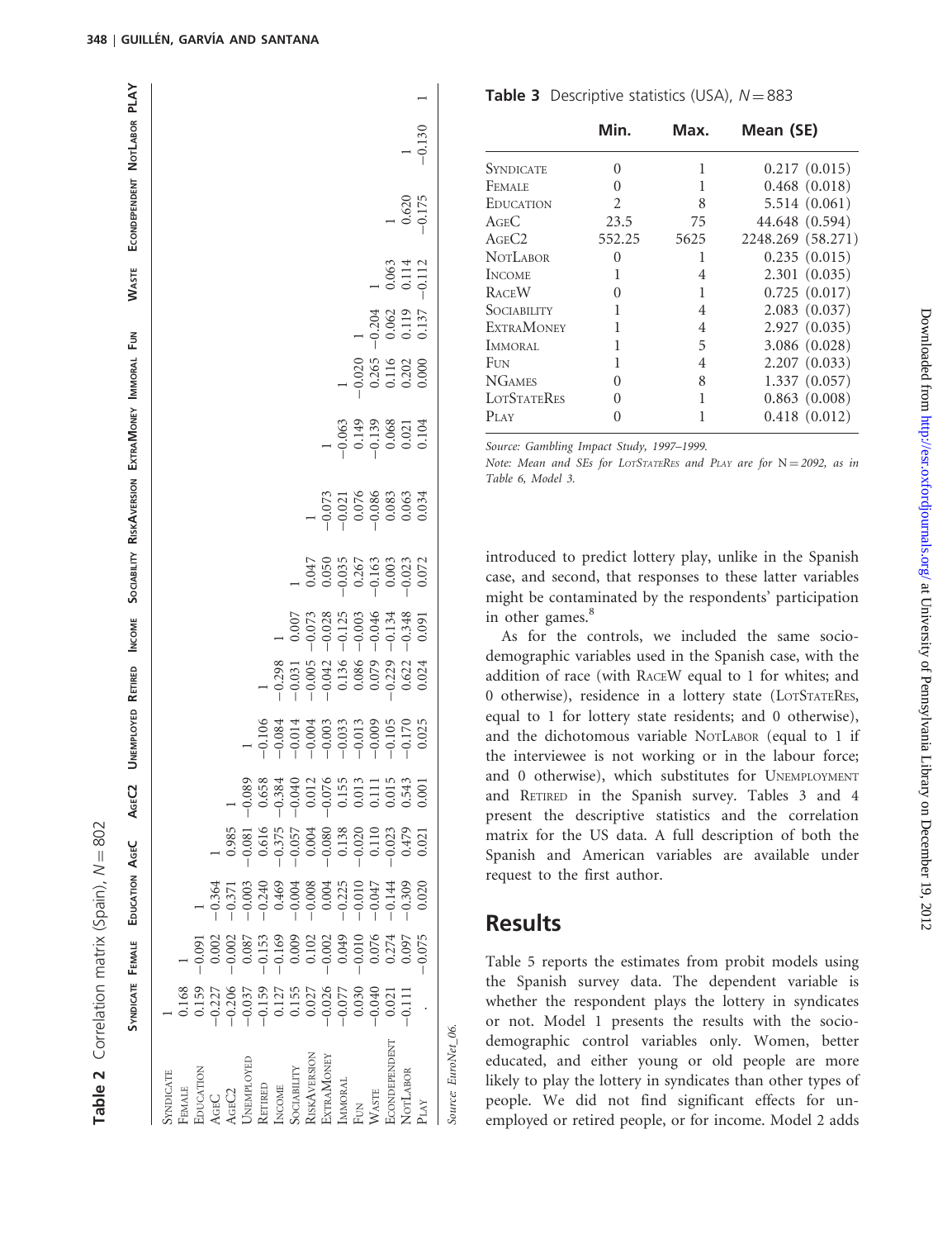**Table 2** Correlation matrix (Spain), $N = 802$

| | Syndicate | Female | Education | AgeC | AgeC2 | Unemployed | Retired | Income | Sociability | RiskAversion | ExtraMoney | Immoral | Fun | Waste | Econdependent | NotLabor | Play |
|---|---|---|---|---|---|---|---|---|---|---|---|---|---|---|---|---|---|
| Syndicate | 1 | | | | | | | | | | | | | | | | |
| Female | 0.168 | 1 | | | | | | | | | | | | | | | |
| Education | 0.159 | −0.091 | 1 | | | | | | | | | | | | | | |
| AgeC | −0.227 | 0.002 | −0.364 | 1 | | | | | | | | | | | | | |
| AgeC2 | −0.206 | −0.002 | −0.371 | 0.985 | 1 | | | | | | | | | | | | |
| Unemployed | −0.037 | 0.087 | −0.003 | −0.081 | −0.089 | 1 | | | | | | | | | | | |
| Retired | −0.159 | −0.153 | −0.240 | 0.616 | 0.658 | −0.106 | 1 | | | | | | | | | | |
| Income | 0.127 | −0.169 | 0.469 | −0.375 | −0.384 | −0.084 | −0.298 | 1 | | | | | | | | | |
| Sociability | 0.155 | 0.009 | −0.004 | −0.057 | −0.040 | −0.014 | −0.031 | 0.007 | 1 | | | | | | | | |
| RiskAversion | 0.027 | 0.102 | −0.008 | 0.004 | 0.012 | −0.004 | −0.005 | −0.073 | 0.047 | 1 | | | | | | | |
| ExtraMoney | −0.026 | −0.002 | 0.004 | −0.080 | −0.076 | −0.003 | −0.042 | −0.028 | 0.050 | −0.073 | 1 | | | | | | |
| Immoral | −0.077 | 0.049 | −0.225 | 0.138 | 0.155 | −0.033 | 0.136 | −0.125 | −0.035 | −0.021 | −0.063 | 1 | | | | | |
| Fun | 0.030 | −0.010 | −0.010 | −0.020 | 0.013 | −0.013 | 0.086 | −0.003 | 0.267 | 0.076 | 0.149 | −0.020 | 1 | | | | |
| Waste | −0.040 | 0.076 | −0.047 | 0.110 | 0.111 | −0.009 | 0.079 | −0.046 | −0.163 | −0.086 | −0.139 | 0.265 | −0.204 | 1 | | | |
| Econdependent | 0.021 | 0.274 | −0.144 | −0.023 | 0.015 | −0.105 | −0.229 | −0.134 | 0.003 | 0.083 | 0.068 | 0.116 | 0.062 | 0.063 | 1 | | |
| NotLabor | −0.111 | 0.097 | −0.309 | 0.479 | 0.543 | −0.170 | 0.622 | −0.348 | −0.023 | 0.063 | 0.021 | 0.202 | 0.119 | 0.114 | 0.620 | 1 | |
| Play | . | −0.075 | 0.020 | 0.021 | 0.001 | 0.025 | 0.024 | 0.091 | 0.072 | 0.034 | 0.104 | 0.000 | 0.137 | −0.112 | −0.175 | −0.130 | 1 |

*Source: EuroNet_06.*

**Table 3** Descriptive statistics (USA), $N = 883$

| | Min. | Max. | Mean (SE) |
|---|---|---|---|
| Syndicate | 0 | 1 | 0.217 (0.015) |
| Female | 0 | 1 | 0.468 (0.018) |
| Education | 2 | 8 | 5.514 (0.061) |
| AgeC | 23.5 | 75 | 44.648 (0.594) |
| AgeC2 | 552.25 | 5625 | 2248.269 (58.271) |
| NotLabor | 0 | 1 | 0.235 (0.015) |
| Income | 1 | 4 | 2.301 (0.035) |
| RaceW | 0 | 1 | 0.725 (0.017) |
| Sociability | 1 | 4 | 2.083 (0.037) |
| ExtraMoney | 1 | 4 | 2.927 (0.035) |
| Immoral | 1 | 5 | 3.086 (0.028) |
| Fun | 1 | 4 | 2.207 (0.033) |
| NGames | 0 | 8 | 1.337 (0.057) |
| LotStateRes | 0 | 1 | 0.863 (0.008) |
| Play | 0 | 1 | 0.418 (0.012) |

*Source: Gambling Impact Study, 1997–1999.*

*Note: Mean and SEs for LotStateRes and Play are for N = 2092, as in Table 6, Model 3.*

introduced to predict lottery play, unlike in the Spanish case, and second, that responses to these latter variables might be contaminated by the respondents' participation in other games.[8]

As for the controls, we included the same socio-demographic variables used in the Spanish case, with the addition of race (with RaceW equal to 1 for whites; and 0 otherwise), residence in a lottery state (LotStateRes, equal to 1 for lottery state residents; and 0 otherwise), and the dichotomous variable NotLabor (equal to 1 if the interviewee is not working or in the labour force; and 0 otherwise), which substitutes for Unemployment and Retired in the Spanish survey. Tables 3 and 4 present the descriptive statistics and the correlation matrix for the US data. A full description of both the Spanish and American variables are available under request to the first author.

## Results

Table 5 reports the estimates from probit models using the Spanish survey data. The dependent variable is whether the respondent plays the lottery in syndicates or not. Model 1 presents the results with the socio-demographic control variables only. Women, better educated, and either young or old people are more likely to play the lottery in syndicates than other types of people. We did not find significant effects for unemployed or retired people, or for income. Model 2 adds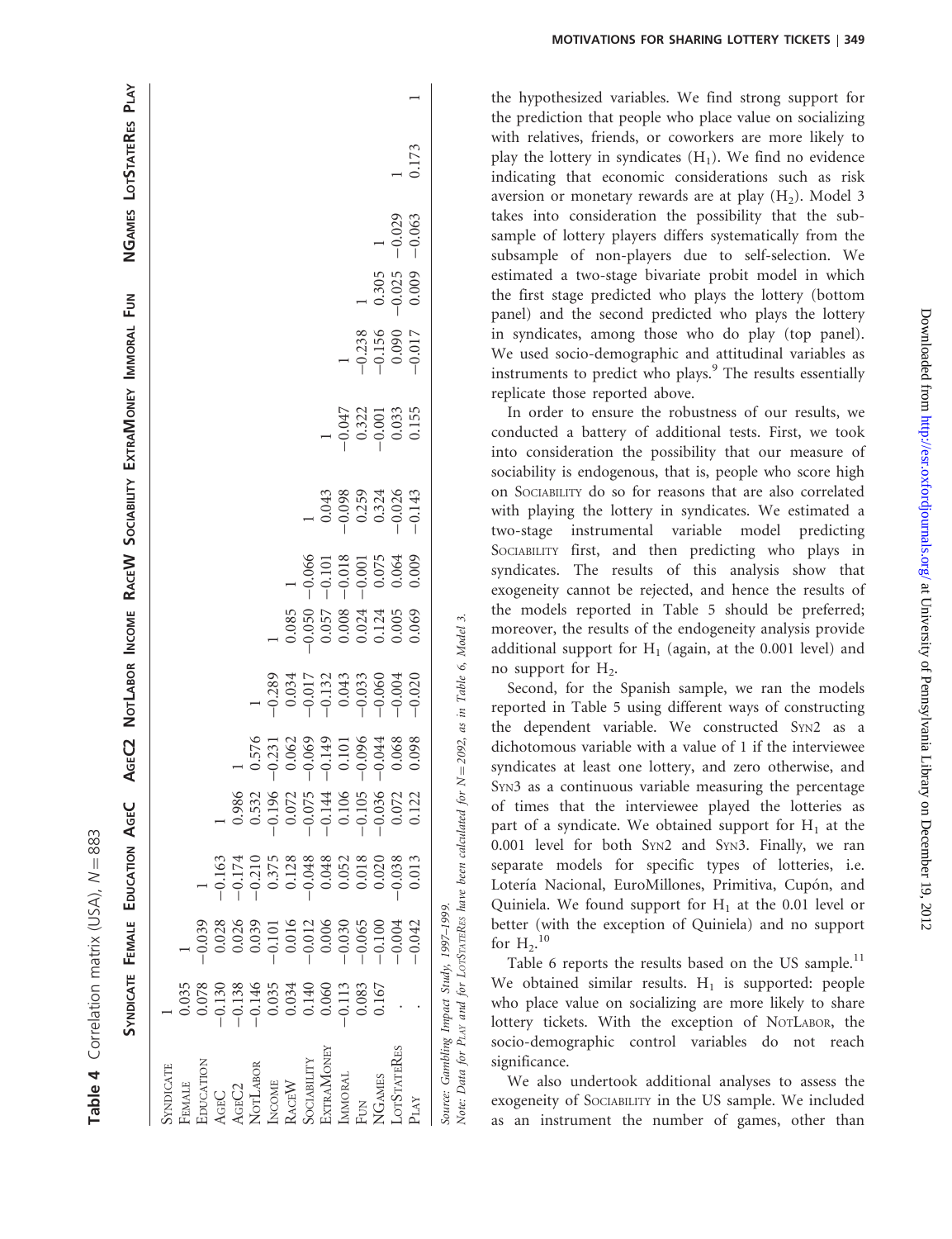**Table 4** Correlation matrix (USA), $N = 883$

| | Syndicate | Female | Education | AgeC | AgeC2 | NotLabor | Income | RaceW | Sociability | ExtraMoney | Immoral | Fun | NGames | LotStateRes | Play |
|---|---|---|---|---|---|---|---|---|---|---|---|---|---|---|---|
| Syndicate | 1 | | | | | | | | | | | | | | |
| Female | 0.035 | 1 | | | | | | | | | | | | | |
| Education | 0.078 | −0.039 | 1 | | | | | | | | | | | | |
| AgeC | −0.130 | 0.028 | −0.163 | 1 | | | | | | | | | | | |
| AgeC2 | −0.138 | 0.026 | −0.174 | 0.986 | 1 | | | | | | | | | | |
| NotLabor | −0.146 | 0.039 | −0.210 | 0.532 | 0.576 | 1 | | | | | | | | | |
| Income | 0.035 | −0.101 | 0.375 | −0.196 | −0.231 | −0.289 | 1 | | | | | | | | |
| RaceW | 0.034 | 0.016 | 0.128 | 0.072 | 0.062 | 0.034 | 0.085 | 1 | | | | | | | |
| Sociability | 0.140 | −0.012 | −0.048 | −0.075 | −0.069 | −0.017 | −0.050 | −0.066 | 1 | | | | | | |
| ExtraMoney | 0.060 | 0.006 | 0.048 | −0.144 | −0.149 | −0.132 | 0.057 | −0.101 | 0.043 | 1 | | | | | |
| Immoral | −0.113 | −0.030 | 0.052 | 0.106 | 0.101 | 0.043 | 0.008 | −0.018 | −0.098 | −0.047 | 1 | | | | |
| Fun | 0.083 | −0.065 | 0.018 | −0.105 | −0.096 | −0.033 | 0.024 | −0.001 | 0.259 | 0.322 | −0.238 | 1 | | | |
| NGames | 0.167 | −0.100 | 0.020 | −0.036 | −0.044 | −0.060 | 0.124 | 0.075 | 0.324 | −0.001 | −0.156 | 0.305 | 1 | | |
| LotStateRes | . | −0.004 | −0.038 | 0.072 | 0.068 | −0.004 | 0.005 | 0.064 | −0.026 | 0.033 | 0.090 | −0.025 | −0.029 | 1 | |
| Play | . | −0.042 | 0.013 | 0.122 | 0.098 | −0.020 | 0.069 | 0.009 | −0.143 | 0.155 | −0.017 | 0.009 | −0.063 | 0.173 | 1 |

*Source: Gambling Impact Study, 1997–1999.*

*Note: Data for* Play *and for* LotStateRes *have been calculated for* $N = 2092$*, as in Table 6, Model 3.*

the hypothesized variables. We find strong support for the prediction that people who place value on socializing with relatives, friends, or coworkers are more likely to play the lottery in syndicates ($H_1$). We find no evidence indicating that economic considerations such as risk aversion or monetary rewards are at play ($H_2$). Model 3 takes into consideration the possibility that the subsample of lottery players differs systematically from the subsample of non-players due to self-selection. We estimated a two-stage bivariate probit model in which the first stage predicted who plays the lottery (bottom panel) and the second predicted who plays the lottery in syndicates, among those who do play (top panel). We used socio-demographic and attitudinal variables as instruments to predict who plays.[9] The results essentially replicate those reported above.

In order to ensure the robustness of our results, we conducted a battery of additional tests. First, we took into consideration the possibility that our measure of sociability is endogenous, that is, people who score high on Sociability do so for reasons that are also correlated with playing the lottery in syndicates. We estimated a two-stage instrumental variable model predicting Sociability first, and then predicting who plays in syndicates. The results of this analysis show that exogeneity cannot be rejected, and hence the results of the models reported in Table 5 should be preferred; moreover, the results of the endogeneity analysis provide additional support for $H_1$ (again, at the 0.001 level) and no support for $H_2$.

Second, for the Spanish sample, we ran the models reported in Table 5 using different ways of constructing the dependent variable. We constructed Syn2 as a dichotomous variable with a value of 1 if the interviewee syndicates at least one lottery, and zero otherwise, and Syn3 as a continuous variable measuring the percentage of times that the interviewee played the lotteries as part of a syndicate. We obtained support for $H_1$ at the 0.001 level for both Syn2 and Syn3. Finally, we ran separate models for specific types of lotteries, i.e. Lotería Nacional, EuroMillones, Primitiva, Cupón, and Quiniela. We found support for $H_1$ at the 0.01 level or better (with the exception of Quiniela) and no support for $H_2$.[10]

Table 6 reports the results based on the US sample.[11] We obtained similar results. $H_1$ is supported: people who place value on socializing are more likely to share lottery tickets. With the exception of NotLabor, the socio-demographic control variables do not reach significance.

We also undertook additional analyses to assess the exogeneity of Sociability in the US sample. We included as an instrument the number of games, other than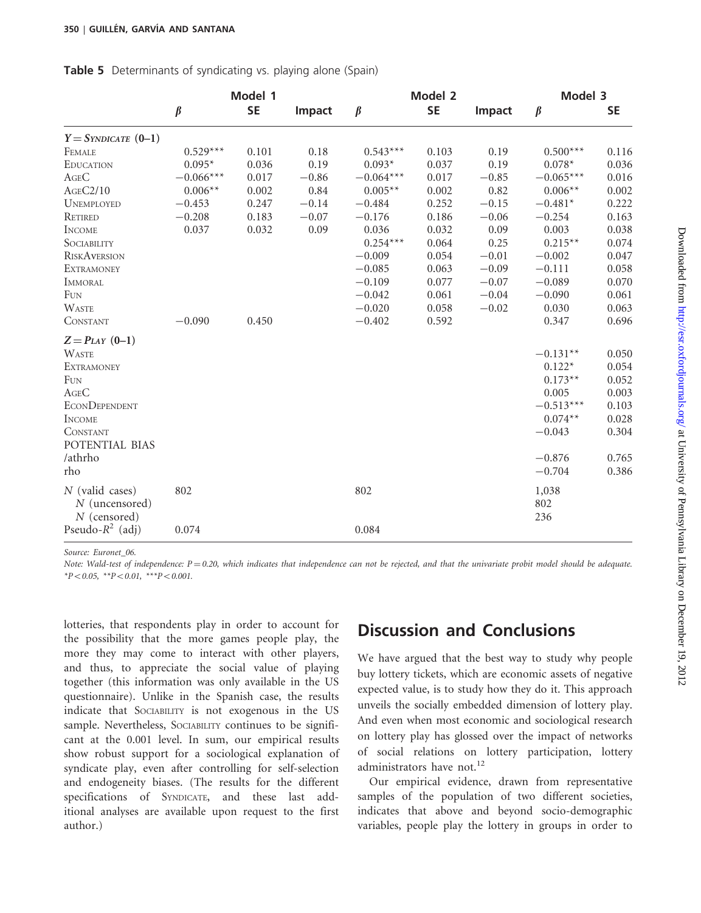**Table 5** Determinants of syndicating vs. playing alone (Spain)

| | Model 1 | | | Model 2 | | | Model 3 | |
|---|---|---|---|---|---|---|---|---|
| | $\beta$ | SE | Impact | $\beta$ | SE | Impact | $\beta$ | SE |
| $Y =$ SYNDICATE (0–1) | | | | | | | | |
| FEMALE | 0.529*** | 0.101 | 0.18 | 0.543*** | 0.103 | 0.19 | 0.500*** | 0.116 |
| EDUCATION | 0.095* | 0.036 | 0.19 | 0.093* | 0.037 | 0.19 | 0.078* | 0.036 |
| AGEC | −0.066*** | 0.017 | −0.86 | −0.064*** | 0.017 | −0.85 | −0.065*** | 0.016 |
| AGEC2/10 | 0.006** | 0.002 | 0.84 | 0.005** | 0.002 | 0.82 | 0.006** | 0.002 |
| UNEMPLOYED | −0.453 | 0.247 | −0.14 | −0.484 | 0.252 | −0.15 | −0.481* | 0.222 |
| RETIRED | −0.208 | 0.183 | −0.07 | −0.176 | 0.186 | −0.06 | −0.254 | 0.163 |
| INCOME | 0.037 | 0.032 | 0.09 | 0.036 | 0.032 | 0.09 | 0.003 | 0.038 |
| SOCIABILITY | | | | 0.254*** | 0.064 | 0.25 | 0.215** | 0.074 |
| RISKAVERSION | | | | −0.009 | 0.054 | −0.01 | −0.002 | 0.047 |
| EXTRAMONEY | | | | −0.085 | 0.063 | −0.09 | −0.111 | 0.058 |
| IMMORAL | | | | −0.109 | 0.077 | −0.07 | −0.089 | 0.070 |
| FUN | | | | −0.042 | 0.061 | −0.04 | −0.090 | 0.061 |
| WASTE | | | | −0.020 | 0.058 | −0.02 | 0.030 | 0.063 |
| CONSTANT | −0.090 | 0.450 | | −0.402 | 0.592 | | 0.347 | 0.696 |
| $Z =$ PLAY (0–1) | | | | | | | | |
| WASTE | | | | | | | −0.131** | 0.050 |
| EXTRAMONEY | | | | | | | 0.122* | 0.054 |
| FUN | | | | | | | 0.173** | 0.052 |
| AGEC | | | | | | | 0.005 | 0.003 |
| ECONDEPENDENT | | | | | | | −0.513*** | 0.103 |
| INCOME | | | | | | | 0.074** | 0.028 |
| CONSTANT | | | | | | | −0.043 | 0.304 |
| POTENTIAL BIAS | | | | | | | | |
| /athrho | | | | | | | −0.876 | 0.765 |
| rho | | | | | | | −0.704 | 0.386 |
| $N$ (valid cases) | 802 | | | 802 | | | 1,038 | |
| $N$ (uncensored) | | | | | | | 802 | |
| $N$ (censored) | | | | | | | 236 | |
| Pseudo-$R^2$ (adj) | 0.074 | | | 0.084 | | | | |

Source: Euronet_06.

Note: Wald-test of independence: $P = 0.20$, which indicates that independence can not be rejected, and that the univariate probit model should be adequate. *$P < 0.05$, **$P < 0.01$, ***$P < 0.001$.

lotteries, that respondents play in order to account for the possibility that the more games people play, the more they may come to interact with other players, and thus, to appreciate the social value of playing together (this information was only available in the US questionnaire). Unlike in the Spanish case, the results indicate that SOCIABILITY is not exogenous in the US sample. Nevertheless, SOCIABILITY continues to be significant at the 0.001 level. In sum, our empirical results show robust support for a sociological explanation of syndicate play, even after controlling for self-selection and endogeneity biases. (The results for the different specifications of SYNDICATE, and these last additional analyses are available upon request to the first author.)

## Discussion and Conclusions

We have argued that the best way to study why people buy lottery tickets, which are economic assets of negative expected value, is to study how they do it. This approach unveils the socially embedded dimension of lottery play. And even when most economic and sociological research on lottery play has glossed over the impact of networks of social relations on lottery participation, lottery administrators have not.[12]

Our empirical evidence, drawn from representative samples of the population of two different societies, indicates that above and beyond socio-demographic variables, people play the lottery in groups in order to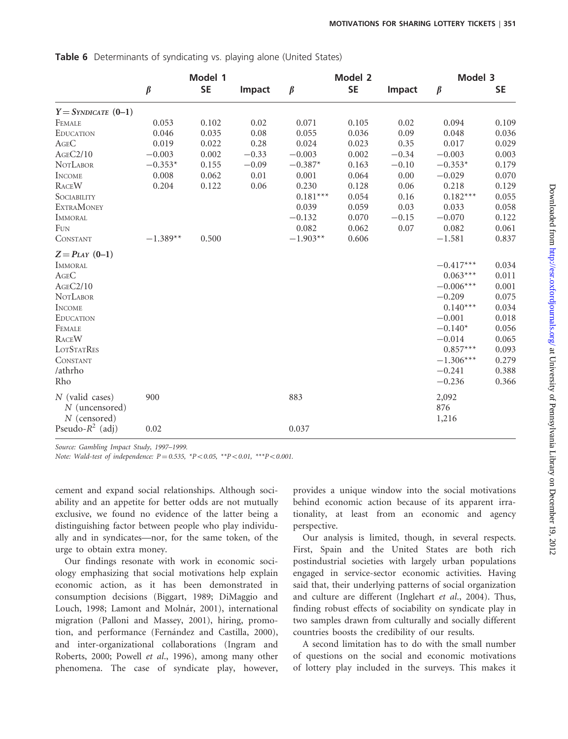**Table 6** Determinants of syndicating vs. playing alone (United States)

| | Model 1 | | | Model 2 | | | Model 3 | |
|---|---|---|---|---|---|---|---|---|
| | $\beta$ | SE | Impact | $\beta$ | SE | Impact | $\beta$ | SE |
| $Y$ = SYNDICATE (0–1) | | | | | | | | |
| FEMALE | 0.053 | 0.102 | 0.02 | 0.071 | 0.105 | 0.02 | 0.094 | 0.109 |
| EDUCATION | 0.046 | 0.035 | 0.08 | 0.055 | 0.036 | 0.09 | 0.048 | 0.036 |
| AGEC | 0.019 | 0.022 | 0.28 | 0.024 | 0.023 | 0.35 | 0.017 | 0.029 |
| AGEC2/10 | −0.003 | 0.002 | −0.33 | −0.003 | 0.002 | −0.34 | −0.003 | 0.003 |
| NOTLABOR | −0.353* | 0.155 | −0.09 | −0.387* | 0.163 | −0.10 | −0.353* | 0.179 |
| INCOME | 0.008 | 0.062 | 0.01 | 0.001 | 0.064 | 0.00 | −0.029 | 0.070 |
| RACEW | 0.204 | 0.122 | 0.06 | 0.230 | 0.128 | 0.06 | 0.218 | 0.129 |
| SOCIABILITY | | | | 0.181*** | 0.054 | 0.16 | 0.182*** | 0.055 |
| EXTRAMONEY | | | | 0.039 | 0.059 | 0.03 | 0.033 | 0.058 |
| IMMORAL | | | | −0.132 | 0.070 | −0.15 | −0.070 | 0.122 |
| FUN | | | | 0.082 | 0.062 | 0.07 | 0.082 | 0.061 |
| CONSTANT | −1.389** | 0.500 | | −1.903** | 0.606 | | −1.581 | 0.837 |
| $Z$ = PLAY (0–1) | | | | | | | | |
| IMMORAL | | | | | | | −0.417*** | 0.034 |
| AGEC | | | | | | | 0.063*** | 0.011 |
| AGEC2/10 | | | | | | | −0.006*** | 0.001 |
| NOTLABOR | | | | | | | −0.209 | 0.075 |
| INCOME | | | | | | | 0.140*** | 0.034 |
| EDUCATION | | | | | | | −0.001 | 0.018 |
| FEMALE | | | | | | | −0.140* | 0.056 |
| RACEW | | | | | | | −0.014 | 0.065 |
| LOTSTATRES | | | | | | | 0.857*** | 0.093 |
| CONSTANT | | | | | | | −1.306*** | 0.279 |
| /athrho | | | | | | | −0.241 | 0.388 |
| Rho | | | | | | | −0.236 | 0.366 |
| $N$ (valid cases) | 900 | | | 883 | | | 2,092 | |
| $N$ (uncensored) | | | | | | | 876 | |
| $N$ (censored) | | | | | | | 1,216 | |
| Pseudo-$R^2$ (adj) | 0.02 | | | 0.037 | | | | |

*Source:* Gambling Impact Study, 1997–1999.

*Note:* Wald-test of independence: $P = 0.535$, \*$P < 0.05$, \*\*$P < 0.01$, \*\*\*$P < 0.001$.

cement and expand social relationships. Although sociability and an appetite for better odds are not mutually exclusive, we found no evidence of the latter being a distinguishing factor between people who play individually and in syndicates—nor, for the same token, of the urge to obtain extra money.

Our findings resonate with work in economic sociology emphasizing that social motivations help explain economic action, as it has been demonstrated in consumption decisions (Biggart, 1989; DiMaggio and Louch, 1998; Lamont and Molnár, 2001), international migration (Palloni and Massey, 2001), hiring, promotion, and performance (Fernández and Castilla, 2000), and inter-organizational collaborations (Ingram and Roberts, 2000; Powell *et al*., 1996), among many other phenomena. The case of syndicate play, however, provides a unique window into the social motivations behind economic action because of its apparent irrationality, at least from an economic and agency perspective.

Our analysis is limited, though, in several respects. First, Spain and the United States are both rich postindustrial societies with largely urban populations engaged in service-sector economic activities. Having said that, their underlying patterns of social organization and culture are different (Inglehart *et al*., 2004). Thus, finding robust effects of sociability on syndicate play in two samples drawn from culturally and socially different countries boosts the credibility of our results.

A second limitation has to do with the small number of questions on the social and economic motivations of lottery play included in the surveys. This makes it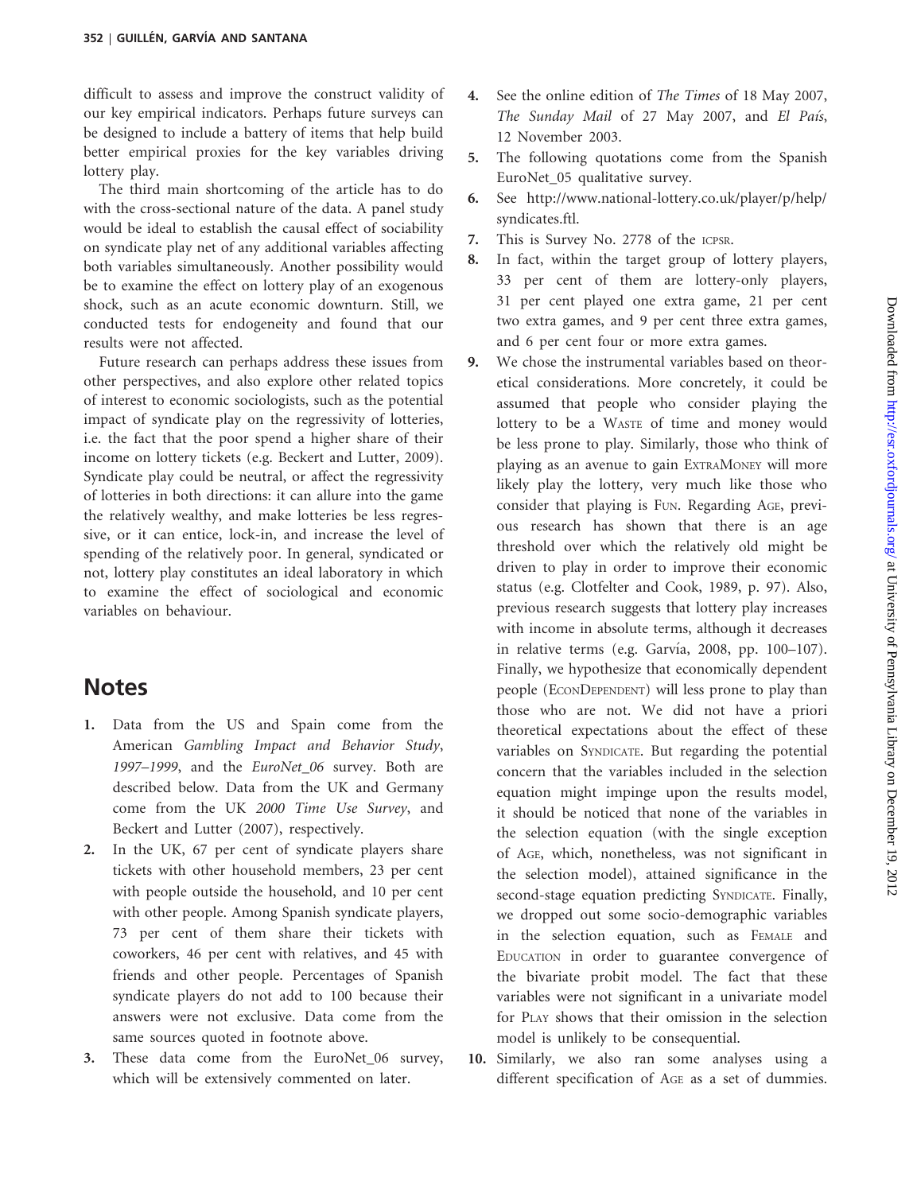difficult to assess and improve the construct validity of our key empirical indicators. Perhaps future surveys can be designed to include a battery of items that help build better empirical proxies for the key variables driving lottery play.

The third main shortcoming of the article has to do with the cross-sectional nature of the data. A panel study would be ideal to establish the causal effect of sociability on syndicate play net of any additional variables affecting both variables simultaneously. Another possibility would be to examine the effect on lottery play of an exogenous shock, such as an acute economic downturn. Still, we conducted tests for endogeneity and found that our results were not affected.

Future research can perhaps address these issues from other perspectives, and also explore other related topics of interest to economic sociologists, such as the potential impact of syndicate play on the regressivity of lotteries, i.e. the fact that the poor spend a higher share of their income on lottery tickets (e.g. Beckert and Lutter, 2009). Syndicate play could be neutral, or affect the regressivity of lotteries in both directions: it can allure into the game the relatively wealthy, and make lotteries be less regressive, or it can entice, lock-in, and increase the level of spending of the relatively poor. In general, syndicated or not, lottery play constitutes an ideal laboratory in which to examine the effect of sociological and economic variables on behaviour.

## Notes

1. Data from the US and Spain come from the American *Gambling Impact and Behavior Study, 1997–1999*, and the *EuroNet_06* survey. Both are described below. Data from the UK and Germany come from the UK *2000 Time Use Survey*, and Beckert and Lutter (2007), respectively.
2. In the UK, 67 per cent of syndicate players share tickets with other household members, 23 per cent with people outside the household, and 10 per cent with other people. Among Spanish syndicate players, 73 per cent of them share their tickets with coworkers, 46 per cent with relatives, and 45 with friends and other people. Percentages of Spanish syndicate players do not add to 100 because their answers were not exclusive. Data come from the same sources quoted in footnote above.
3. These data come from the EuroNet_06 survey, which will be extensively commented on later.
4. See the online edition of *The Times* of 18 May 2007, *The Sunday Mail* of 27 May 2007, and *El País*, 12 November 2003.
5. The following quotations come from the Spanish EuroNet_05 qualitative survey.
6. See http://www.national-lottery.co.uk/player/p/help/syndicates.ftl.
7. This is Survey No. 2778 of the ICPSR.
8. In fact, within the target group of lottery players, 33 per cent of them are lottery-only players, 31 per cent played one extra game, 21 per cent two extra games, and 9 per cent three extra games, and 6 per cent four or more extra games.
9. We chose the instrumental variables based on theoretical considerations. More concretely, it could be assumed that people who consider playing the lottery to be a WASTE of time and money would be less prone to play. Similarly, those who think of playing as an avenue to gain EXTRAMONEY will more likely play the lottery, very much like those who consider that playing is FUN. Regarding AGE, previous research has shown that there is an age threshold over which the relatively old might be driven to play in order to improve their economic status (e.g. Clotfelter and Cook, 1989, p. 97). Also, previous research suggests that lottery play increases with income in absolute terms, although it decreases in relative terms (e.g. Garvía, 2008, pp. 100–107). Finally, we hypothesize that economically dependent people (ECONDEPENDENT) will less prone to play than those who are not. We did not have a priori theoretical expectations about the effect of these variables on SYNDICATE. But regarding the potential concern that the variables included in the selection equation might impinge upon the results model, it should be noticed that none of the variables in the selection equation (with the single exception of AGE, which, nonetheless, was not significant in the selection model), attained significance in the second-stage equation predicting SYNDICATE. Finally, we dropped out some socio-demographic variables in the selection equation, such as FEMALE and EDUCATION in order to guarantee convergence of the bivariate probit model. The fact that these variables were not significant in a univariate model for PLAY shows that their omission in the selection model is unlikely to be consequential.
10. Similarly, we also ran some analyses using a different specification of AGE as a set of dummies.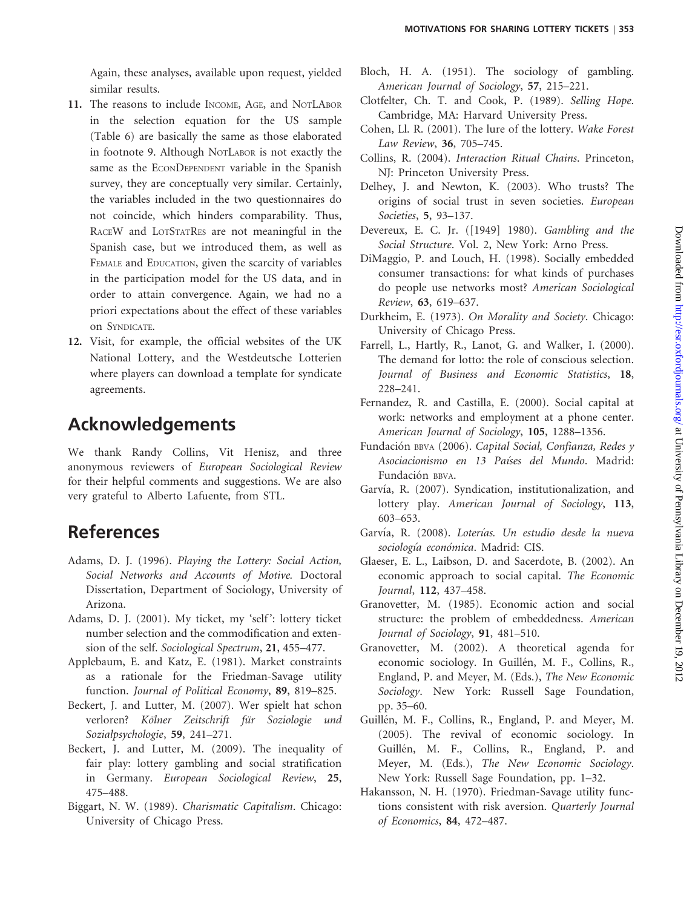Again, these analyses, available upon request, yielded similar results.

11. The reasons to include INCOME, AGE, and NOTLABOR in the selection equation for the US sample (Table 6) are basically the same as those elaborated in footnote 9. Although NOTLABOR is not exactly the same as the ECONDEPENDENT variable in the Spanish survey, they are conceptually very similar. Certainly, the variables included in the two questionnaires do not coincide, which hinders comparability. Thus, RACEW and LOTSTATRES are not meaningful in the Spanish case, but we introduced them, as well as FEMALE and EDUCATION, given the scarcity of variables in the participation model for the US data, and in order to attain convergence. Again, we had no a priori expectations about the effect of these variables on SYNDICATE.
12. Visit, for example, the official websites of the UK National Lottery, and the Westdeutsche Lotterien where players can download a template for syndicate agreements.

## Acknowledgements

We thank Randy Collins, Vit Henisz, and three anonymous reviewers of *European Sociological Review* for their helpful comments and suggestions. We are also very grateful to Alberto Lafuente, from STL.

## References

Adams, D. J. (1996). *Playing the Lottery: Social Action, Social Networks and Accounts of Motive.* Doctoral Dissertation, Department of Sociology, University of Arizona.

Adams, D. J. (2001). My ticket, my 'self': lottery ticket number selection and the commodification and extension of the self. *Sociological Spectrum*, **21**, 455–477.

Applebaum, E. and Katz, E. (1981). Market constraints as a rationale for the Friedman-Savage utility function. *Journal of Political Economy*, **89**, 819–825.

Beckert, J. and Lutter, M. (2007). Wer spielt hat schon verloren? *Kölner Zeitschrift für Soziologie und Sozialpsychologie*, **59**, 241–271.

Beckert, J. and Lutter, M. (2009). The inequality of fair play: lottery gambling and social stratification in Germany. *European Sociological Review*, **25**, 475–488.

Biggart, N. W. (1989). *Charismatic Capitalism*. Chicago: University of Chicago Press.

Bloch, H. A. (1951). The sociology of gambling. *American Journal of Sociology*, **57**, 215–221.

Clotfelter, Ch. T. and Cook, P. (1989). *Selling Hope*. Cambridge, MA: Harvard University Press.

Cohen, Ll. R. (2001). The lure of the lottery. *Wake Forest Law Review*, **36**, 705–745.

Collins, R. (2004). *Interaction Ritual Chains*. Princeton, NJ: Princeton University Press.

Delhey, J. and Newton, K. (2003). Who trusts? The origins of social trust in seven societies. *European Societies*, **5**, 93–137.

Devereux, E. C. Jr. ([1949] 1980). *Gambling and the Social Structure*. Vol. 2, New York: Arno Press.

DiMaggio, P. and Louch, H. (1998). Socially embedded consumer transactions: for what kinds of purchases do people use networks most? *American Sociological Review*, **63**, 619–637.

Durkheim, E. (1973). *On Morality and Society*. Chicago: University of Chicago Press.

Farrell, L., Hartly, R., Lanot, G. and Walker, I. (2000). The demand for lotto: the role of conscious selection. *Journal of Business and Economic Statistics*, **18**, 228–241.

Fernandez, R. and Castilla, E. (2000). Social capital at work: networks and employment at a phone center. *American Journal of Sociology*, **105**, 1288–1356.

Fundación BBVA (2006). *Capital Social, Confianza, Redes y Asociacionismo en 13 Países del Mundo*. Madrid: Fundación BBVA.

Garvía, R. (2007). Syndication, institutionalization, and lottery play. *American Journal of Sociology*, **113**, 603–653.

Garvía, R. (2008). *Loterías. Un estudio desde la nueva sociología económica*. Madrid: CIS.

Glaeser, E. L., Laibson, D. and Sacerdote, B. (2002). An economic approach to social capital. *The Economic Journal*, **112**, 437–458.

Granovetter, M. (1985). Economic action and social structure: the problem of embeddedness. *American Journal of Sociology*, **91**, 481–510.

Granovetter, M. (2002). A theoretical agenda for economic sociology. In Guillén, M. F., Collins, R., England, P. and Meyer, M. (Eds.), *The New Economic Sociology*. New York: Russell Sage Foundation, pp. 35–60.

Guillén, M. F., Collins, R., England, P. and Meyer, M. (2005). The revival of economic sociology. In Guillén, M. F., Collins, R., England, P. and Meyer, M. (Eds.), *The New Economic Sociology*. New York: Russell Sage Foundation, pp. 1–32.

Hakansson, N. H. (1970). Friedman-Savage utility functions consistent with risk aversion. *Quarterly Journal of Economics*, **84**, 472–487.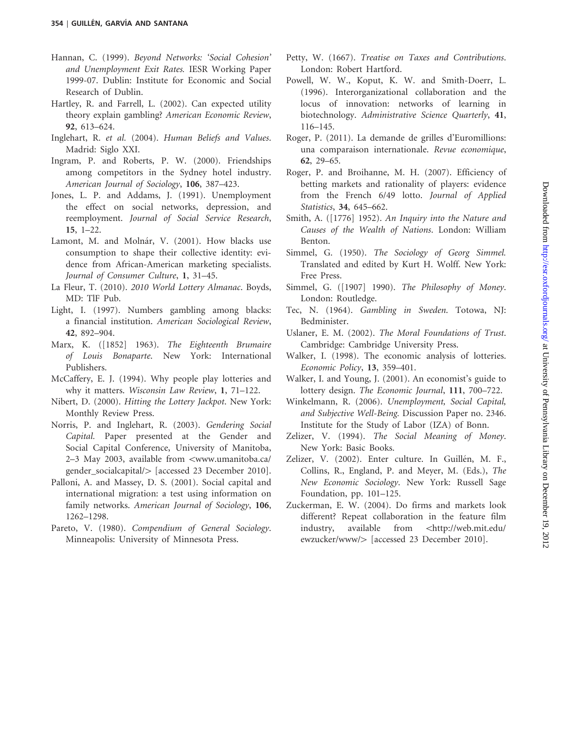Hannan, C. (1999). *Beyond Networks: 'Social Cohesion' and Unemployment Exit Rates*. IESR Working Paper 1999-07. Dublin: Institute for Economic and Social Research of Dublin.

Hartley, R. and Farrell, L. (2002). Can expected utility theory explain gambling? *American Economic Review*, **92**, 613–624.

Inglehart, R. *et al.* (2004). *Human Beliefs and Values*. Madrid: Siglo XXI.

Ingram, P. and Roberts, P. W. (2000). Friendships among competitors in the Sydney hotel industry. *American Journal of Sociology*, **106**, 387–423.

Jones, L. P. and Addams, J. (1991). Unemployment the effect on social networks, depression, and reemployment. *Journal of Social Service Research*, **15**, 1–22.

Lamont, M. and Molnár, V. (2001). How blacks use consumption to shape their collective identity: evidence from African-American marketing specialists. *Journal of Consumer Culture*, **1**, 31–45.

La Fleur, T. (2010). *2010 World Lottery Almanac*. Boyds, MD: TlF Pub.

Light, I. (1997). Numbers gambling among blacks: a financial institution. *American Sociological Review*, **42**, 892–904.

Marx, K. ([1852] 1963). *The Eighteenth Brumaire of Louis Bonaparte*. New York: International Publishers.

McCaffery, E. J. (1994). Why people play lotteries and why it matters. *Wisconsin Law Review*, **1**, 71–122.

Nibert, D. (2000). *Hitting the Lottery Jackpot*. New York: Monthly Review Press.

Norris, P. and Inglehart, R. (2003). *Gendering Social Capital*. Paper presented at the Gender and Social Capital Conference, University of Manitoba, 2–3 May 2003, available from <www.umanitoba.ca/gender_socialcapital/> [accessed 23 December 2010].

Palloni, A. and Massey, D. S. (2001). Social capital and international migration: a test using information on family networks. *American Journal of Sociology*, **106**, 1262–1298.

Pareto, V. (1980). *Compendium of General Sociology*. Minneapolis: University of Minnesota Press.

Petty, W. (1667). *Treatise on Taxes and Contributions*. London: Robert Hartford.

Powell, W. W., Koput, K. W. and Smith-Doerr, L. (1996). Interorganizational collaboration and the locus of innovation: networks of learning in biotechnology. *Administrative Science Quarterly*, **41**, 116–145.

Roger, P. (2011). La demande de grilles d'Euromillions: una comparaison internationale. *Revue economique*, **62**, 29–65.

Roger, P. and Broihanne, M. H. (2007). Efficiency of betting markets and rationality of players: evidence from the French 6/49 lotto. *Journal of Applied Statistics*, **34**, 645–662.

Smith, A. ([1776] 1952). *An Inquiry into the Nature and Causes of the Wealth of Nations*. London: William Benton.

Simmel, G. (1950). *The Sociology of Georg Simmel*. Translated and edited by Kurt H. Wolff. New York: Free Press.

Simmel, G. ([1907] 1990). *The Philosophy of Money*. London: Routledge.

Tec, N. (1964). *Gambling in Sweden*. Totowa, NJ: Bedminister.

Uslaner, E. M. (2002). *The Moral Foundations of Trust*. Cambridge: Cambridge University Press.

Walker, I. (1998). The economic analysis of lotteries. *Economic Policy*, **13**, 359–401.

Walker, I. and Young, J. (2001). An economist's guide to lottery design. *The Economic Journal*, **111**, 700–722.

Winkelmann, R. (2006). *Unemployment, Social Capital, and Subjective Well-Being*. Discussion Paper no. 2346. Institute for the Study of Labor (IZA) of Bonn.

Zelizer, V. (1994). *The Social Meaning of Money*. New York: Basic Books.

Zelizer, V. (2002). Enter culture. In Guillén, M. F., Collins, R., England, P. and Meyer, M. (Eds.), *The New Economic Sociology*. New York: Russell Sage Foundation, pp. 101–125.

Zuckerman, E. W. (2004). Do firms and markets look different? Repeat collaboration in the feature film industry, available from <http://web.mit.edu/ewzucker/www/> [accessed 23 December 2010].